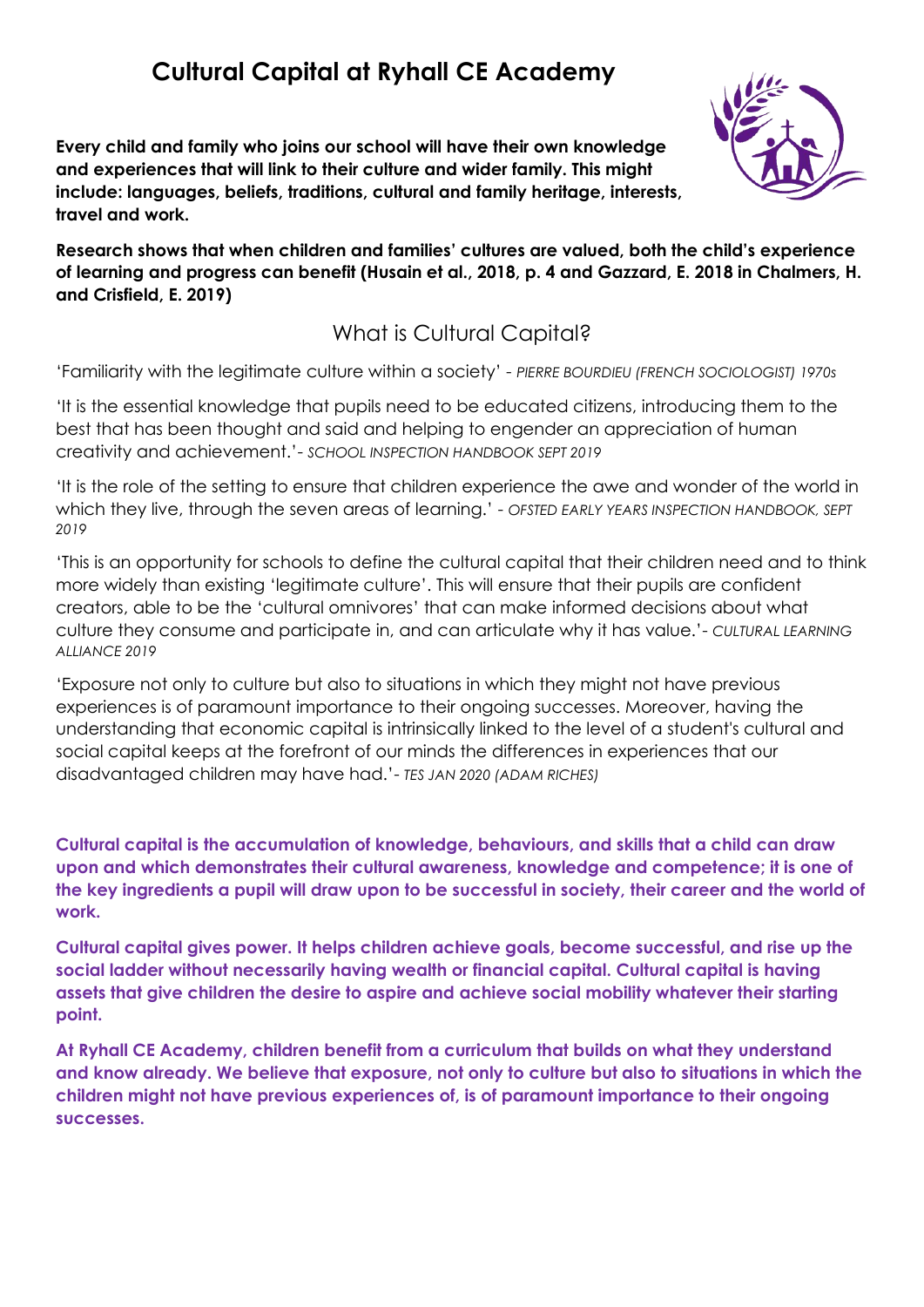# Cultural Capital at Ryhall CE Academy

**Every child and family who joins our school will have their own knowledge and experiences that will link to their culture and wider family. This might include: languages, beliefs, traditions, cultural and family heritage, interests, travel and work.**

**Research shows that when children and families' cultures are valued, both the child's experience of learning and progress can benefit (Husain et al., 2018, p. 4 and Gazzard, E. 2018 in Chalmers, H. and Crisfield, E. 2019)**

## What is Cultural Capital?

'Familiarity with the legitimate culture within a society' - *PIERRE BOURDIEU (FRENCH SOCIOLOGIST) 1970s*

'It is the essential knowledge that pupils need to be educated citizens, introducing them to the best that has been thought and said and helping to engender an appreciation of human creativity and achievement.'- *SCHOOL INSPECTION HANDBOOK SEPT 2019*

'It is the role of the setting to ensure that children experience the awe and wonder of the world in which they live, through the seven areas of learning.' - *OFSTED EARLY YEARS INSPECTION HANDBOOK, SEPT 2019*

'This is an opportunity for schools to define the cultural capital that their children need and to think more widely than existing 'legitimate culture'. This will ensure that their pupils are confident creators, able to be the 'cultural omnivores' that can make informed decisions about what culture they consume and participate in, and can articulate why it has value.'- *CULTURAL LEARNING ALLIANCE 2019*

'Exposure not only to culture but also to situations in which they might not have previous experiences is of paramount importance to their ongoing successes. Moreover, having the understanding that economic capital is intrinsically linked to the level of a student's cultural and social capital keeps at the forefront of our minds the differences in experiences that our disadvantaged children may have had.'- *TES JAN 2020 (ADAM RICHES)*

**Cultural capital is the accumulation of knowledge, behaviours, and skills that a child can draw upon and which demonstrates their cultural awareness, knowledge and competence; it is one of the key ingredients a pupil will draw upon to be successful in society, their career and the world of work.**

**Cultural capital gives power. It helps children achieve goals, become successful, and rise up the social ladder without necessarily having wealth or financial capital. Cultural capital is having assets that give children the desire to aspire and achieve social mobility whatever their starting point.**

**At Ryhall CE Academy, children benefit from a curriculum that builds on what they understand and know already. We believe that exposure, not only to culture but also to situations in which the children might not have previous experiences of, is of paramount importance to their ongoing successes.**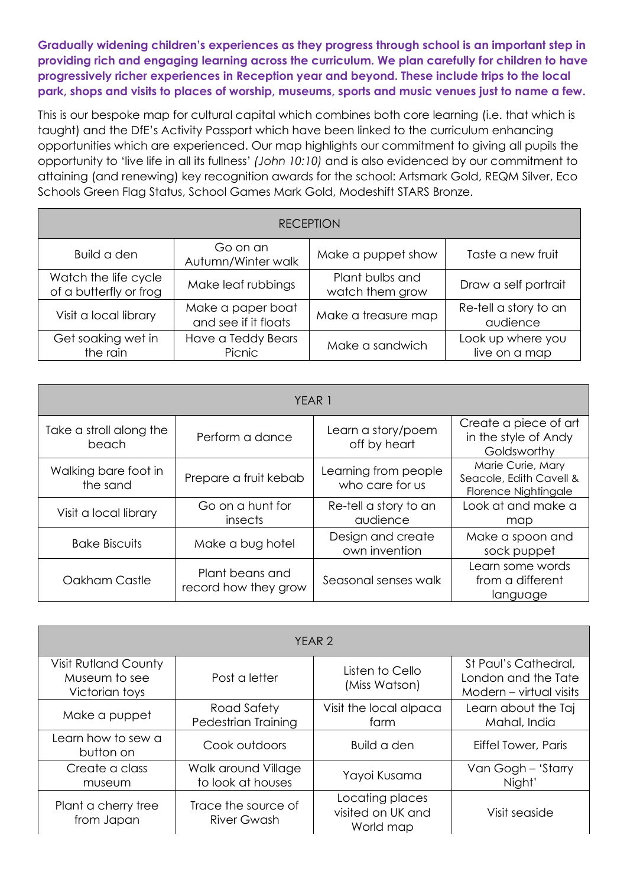**Gradually widening children's experiences as they progress through school is an important step in providing rich and engaging learning across the curriculum. We plan carefully for children to have progressively richer experiences in Reception year and beyond. These include trips to the local park, shops and visits to places of worship, museums, sports and music venues just to name a few.**

This is our bespoke map for cultural capital which combines both core learning (i.e. that which is taught) and the DfE's Activity Passport which have been linked to the curriculum enhancing opportunities which are experienced. Our map highlights our commitment to giving all pupils the opportunity to 'live life in all its fullness' *(John 10:10)* and is also evidenced by our commitment to attaining (and renewing) key recognition awards for the school: Artsmark Gold, REQM Silver, Eco Schools Green Flag Status, School Games Mark Gold, Modeshift STARS Bronze.

| RECEPTION | | | |
|---|---|---|---|
| Build a den | Go on an Autumn/Winter walk | Make a puppet show | Taste a new fruit |
| Watch the life cycle of a butterfly or frog | Make leaf rubbings | Plant bulbs and watch them grow | Draw a self portrait |
| Visit a local library | Make a paper boat and see if it floats | Make a treasure map | Re-tell a story to an audience |
| Get soaking wet in the rain | Have a Teddy Bears Picnic | Make a sandwich | Look up where you live on a map |

| YEAR 1 | | | |
|---|---|---|---|
| Take a stroll along the beach | Perform a dance | Learn a story/poem off by heart | Create a piece of art in the style of Andy Goldsworthy |
| Walking bare foot in the sand | Prepare a fruit kebab | Learning from people who care for us | Marie Curie, Mary Seacole, Edith Cavell & Florence Nightingale |
| Visit a local library | Go on a hunt for insects | Re-tell a story to an audience | Look at and make a map |
| Bake Biscuits | Make a bug hotel | Design and create own invention | Make a spoon and sock puppet |
| Oakham Castle | Plant beans and record how they grow | Seasonal senses walk | Learn some words from a different language |

| YEAR 2 | | | |
|---|---|---|---|
| Visit Rutland County Museum to see Victorian toys | Post a letter | Listen to Cello (Miss Watson) | St Paul's Cathedral, London and the Tate Modern – virtual visits |
| Make a puppet | Road Safety Pedestrian Training | Visit the local alpaca farm | Learn about the Taj Mahal, India |
| Learn how to sew a button on | Cook outdoors | Build a den | Eiffel Tower, Paris |
| Create a class museum | Walk around Village to look at houses | Yayoi Kusama | Van Gogh – 'Starry Night' |
| Plant a cherry tree from Japan | Trace the source of River Gwash | Locating places visited on UK and World map | Visit seaside |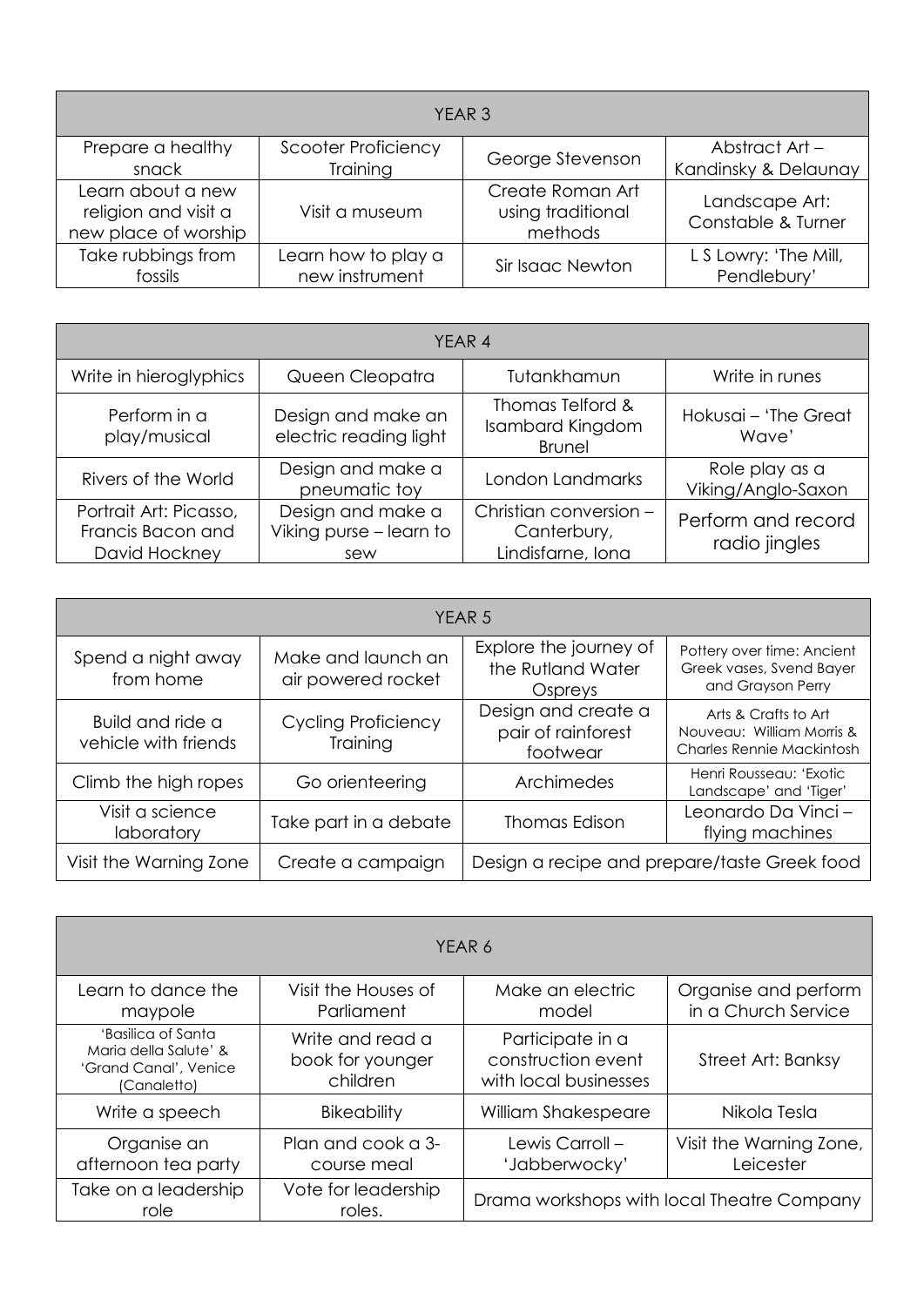| YEAR 3 | | | |
|---|---|---|---|
| Prepare a healthy snack | Scooter Proficiency Training | George Stevenson | Abstract Art – Kandinsky & Delaunay |
| Learn about a new religion and visit a new place of worship | Visit a museum | Create Roman Art using traditional methods | Landscape Art: Constable & Turner |
| Take rubbings from fossils | Learn how to play a new instrument | Sir Isaac Newton | L S Lowry: 'The Mill, Pendlebury' |

| YEAR 4 | | | |
|---|---|---|---|
| Write in hieroglyphics | Queen Cleopatra | Tutankhamun | Write in runes |
| Perform in a play/musical | Design and make an electric reading light | Thomas Telford & Isambard Kingdom Brunel | Hokusai – 'The Great Wave' |
| Rivers of the World | Design and make a pneumatic toy | London Landmarks | Role play as a Viking/Anglo-Saxon |
| Portrait Art: Picasso, Francis Bacon and David Hockney | Design and make a Viking purse – learn to sew | Christian conversion – Canterbury, Lindisfarne, Iona | Perform and record radio jingles |

| YEAR 5 | | | |
|---|---|---|---|
| Spend a night away from home | Make and launch an air powered rocket | Explore the journey of the Rutland Water Ospreys | Pottery over time: Ancient Greek vases, Svend Bayer and Grayson Perry |
| Build and ride a vehicle with friends | Cycling Proficiency Training | Design and create a pair of rainforest footwear | Arts & Crafts to Art Nouveau: William Morris & Charles Rennie Mackintosh |
| Climb the high ropes | Go orienteering | Archimedes | Henri Rousseau: 'Exotic Landscape' and 'Tiger' |
| Visit a science laboratory | Take part in a debate | Thomas Edison | Leonardo Da Vinci – flying machines |
| Visit the Warning Zone | Create a campaign | Design a recipe and prepare/taste Greek food | |

| YEAR 6 | | | |
|---|---|---|---|
| Learn to dance the maypole | Visit the Houses of Parliament | Make an electric model | Organise and perform in a Church Service |
| 'Basilica of Santa Maria della Salute' & 'Grand Canal', Venice (Canaletto) | Write and read a book for younger children | Participate in a construction event with local businesses | Street Art: Banksy |
| Write a speech | Bikeability | William Shakespeare | Nikola Tesla |
| Organise an afternoon tea party | Plan and cook a 3-course meal | Lewis Carroll – 'Jabberwocky' | Visit the Warning Zone, Leicester |
| Take on a leadership role | Vote for leadership roles. | Drama workshops with local Theatre Company | |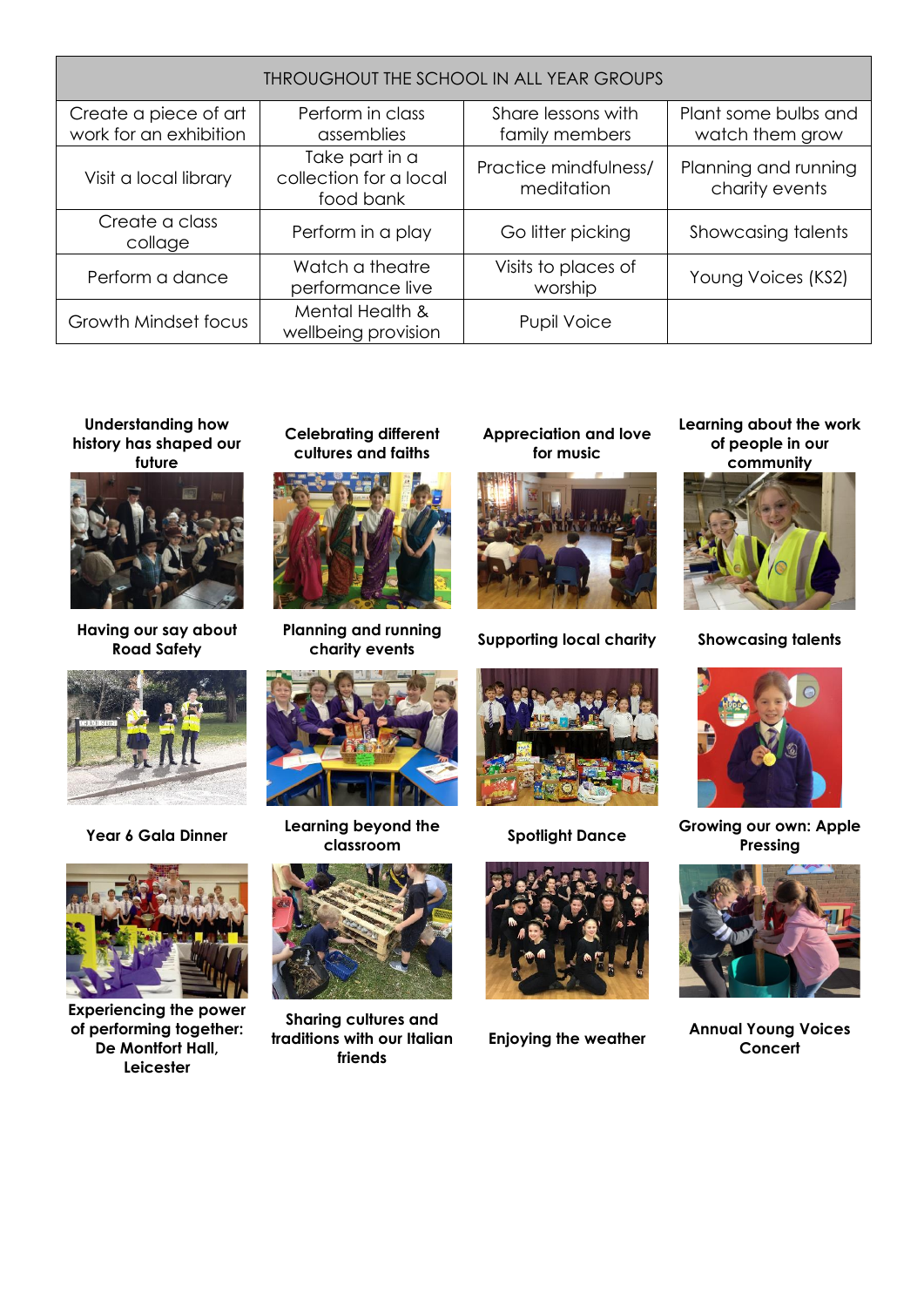| THROUGHOUT THE SCHOOL IN ALL YEAR GROUPS | | | |
|---|---|---|---|
| Create a piece of art work for an exhibition | Perform in class assemblies | Share lessons with family members | Plant some bulbs and watch them grow |
| Visit a local library | Take part in a collection for a local food bank | Practice mindfulness/ meditation | Planning and running charity events |
| Create a class collage | Perform in a play | Go litter picking | Showcasing talents |
| Perform a dance | Watch a theatre performance live | Visits to places of worship | Young Voices (KS2) |
| Growth Mindset focus | Mental Health & wellbeing provision | Pupil Voice | |

**Understanding how history has shaped our future**

**Celebrating different cultures and faiths**

**Appreciation and love for music**

**Learning about the work of people in our community**

**Having our say about Road Safety**

**Planning and running charity events**

**Supporting local charity**

**Showcasing talents**

**Year 6 Gala Dinner**

**Learning beyond the classroom**

**Spotlight Dance**

**Growing our own: Apple Pressing**

**Experiencing the power of performing together: De Montfort Hall, Leicester**

**Sharing cultures and traditions with our Italian friends**

**Enjoying the weather**

**Annual Young Voices Concert**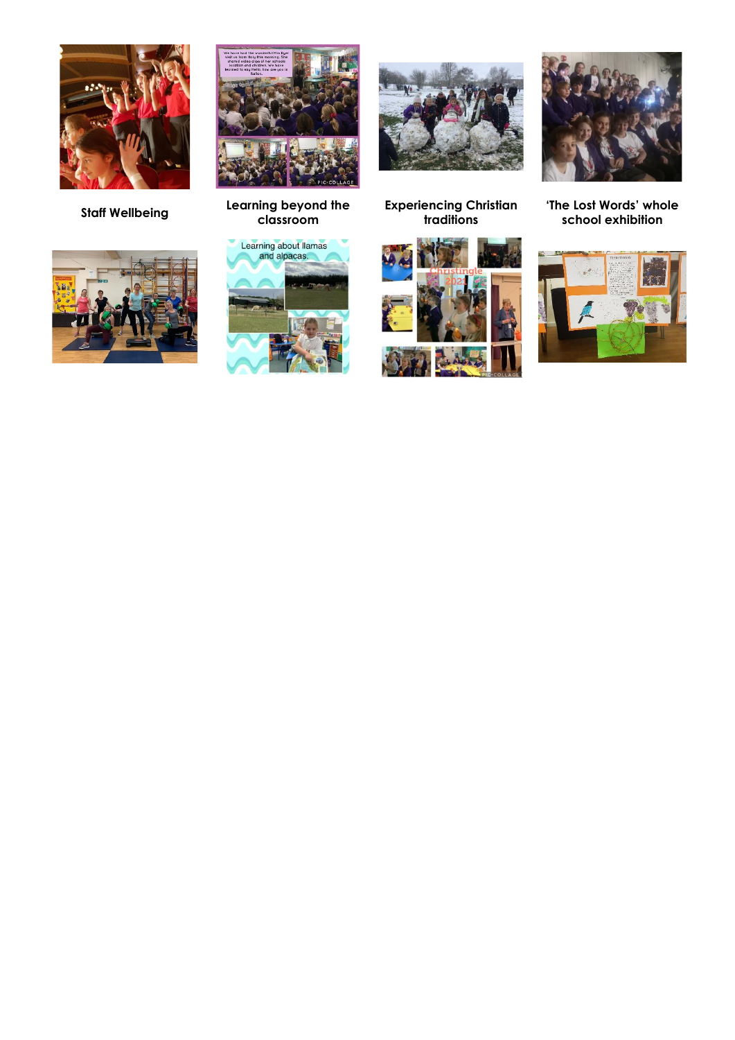**Staff Wellbeing**

**Learning beyond the classroom**

**Experiencing Christian traditions**

**'The Lost Words' whole school exhibition**